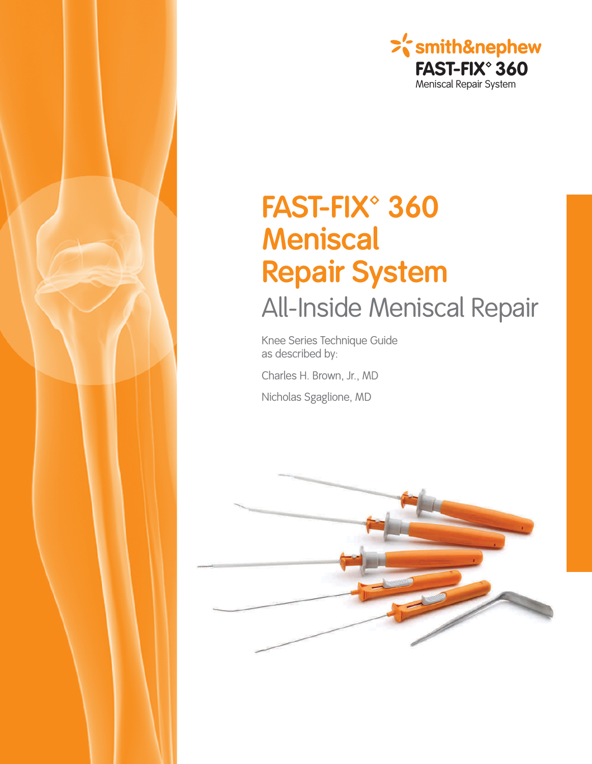smith&nephew

**FAST-FIX◊ 360**

Meniscal Repair System

# FAST-FIX◊ 360 Meniscal Repair System

## All-Inside Meniscal Repair

Knee Series Technique Guide
as described by:

Charles H. Brown, Jr., MD

Nicholas Sgaglione, MD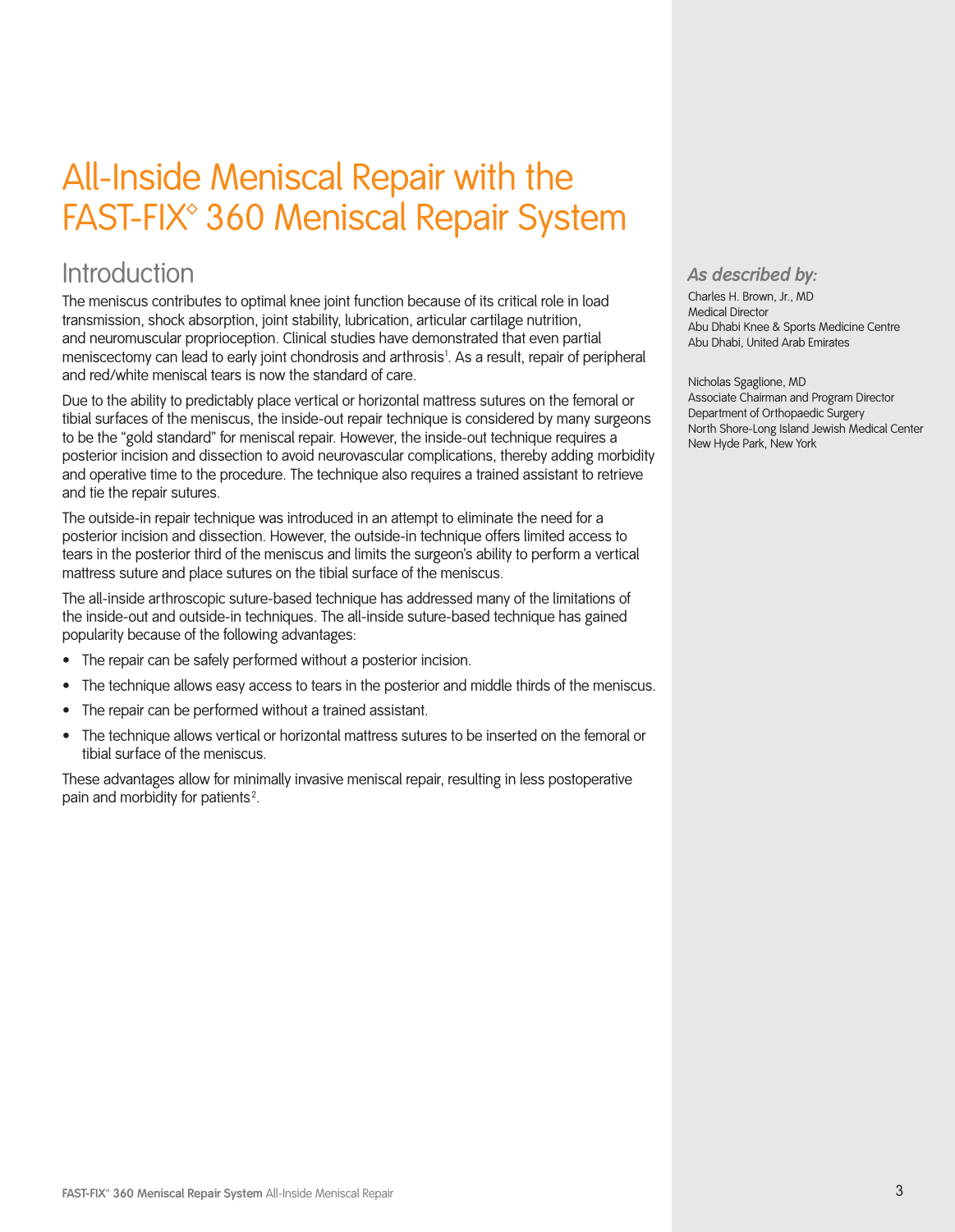# All-Inside Meniscal Repair with the FAST-FIX◊ 360 Meniscal Repair System

## Introduction

The meniscus contributes to optimal knee joint function because of its critical role in load transmission, shock absorption, joint stability, lubrication, articular cartilage nutrition, and neuromuscular proprioception. Clinical studies have demonstrated that even partial meniscectomy can lead to early joint chondrosis and arthrosis[1]. As a result, repair of peripheral and red/white meniscal tears is now the standard of care.

Due to the ability to predictably place vertical or horizontal mattress sutures on the femoral or tibial surfaces of the meniscus, the inside-out repair technique is considered by many surgeons to be the "gold standard" for meniscal repair. However, the inside-out technique requires a posterior incision and dissection to avoid neurovascular complications, thereby adding morbidity and operative time to the procedure. The technique also requires a trained assistant to retrieve and tie the repair sutures.

The outside-in repair technique was introduced in an attempt to eliminate the need for a posterior incision and dissection. However, the outside-in technique offers limited access to tears in the posterior third of the meniscus and limits the surgeon's ability to perform a vertical mattress suture and place sutures on the tibial surface of the meniscus.

The all-inside arthroscopic suture-based technique has addressed many of the limitations of the inside-out and outside-in techniques. The all-inside suture-based technique has gained popularity because of the following advantages:

- The repair can be safely performed without a posterior incision.
- The technique allows easy access to tears in the posterior and middle thirds of the meniscus.
- The repair can be performed without a trained assistant.
- The technique allows vertical or horizontal mattress sutures to be inserted on the femoral or tibial surface of the meniscus.

These advantages allow for minimally invasive meniscal repair, resulting in less postoperative pain and morbidity for patients[2].

***As described by:***

Charles H. Brown, Jr., MD
Medical Director
Abu Dhabi Knee & Sports Medicine Centre
Abu Dhabi, United Arab Emirates

Nicholas Sgaglione, MD
Associate Chairman and Program Director
Department of Orthopaedic Surgery
North Shore-Long Island Jewish Medical Center
New Hyde Park, New York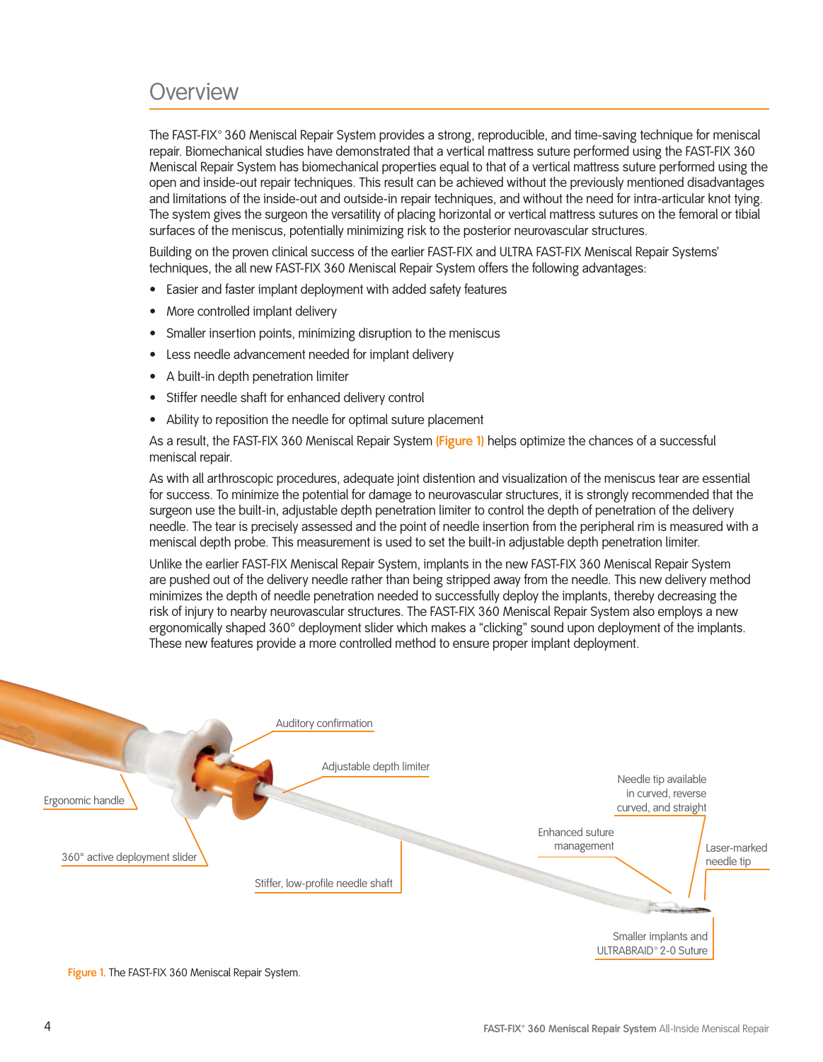# Overview

The FAST-FIX° 360 Meniscal Repair System provides a strong, reproducible, and time-saving technique for meniscal repair. Biomechanical studies have demonstrated that a vertical mattress suture performed using the FAST-FIX 360 Meniscal Repair System has biomechanical properties equal to that of a vertical mattress suture performed using the open and inside-out repair techniques. This result can be achieved without the previously mentioned disadvantages and limitations of the inside-out and outside-in repair techniques, and without the need for intra-articular knot tying. The system gives the surgeon the versatility of placing horizontal or vertical mattress sutures on the femoral or tibial surfaces of the meniscus, potentially minimizing risk to the posterior neurovascular structures.

Building on the proven clinical success of the earlier FAST-FIX and ULTRA FAST-FIX Meniscal Repair Systems' techniques, the all new FAST-FIX 360 Meniscal Repair System offers the following advantages:

- Easier and faster implant deployment with added safety features
- More controlled implant delivery
- Smaller insertion points, minimizing disruption to the meniscus
- Less needle advancement needed for implant delivery
- A built-in depth penetration limiter
- Stiffer needle shaft for enhanced delivery control
- Ability to reposition the needle for optimal suture placement

As a result, the FAST-FIX 360 Meniscal Repair System (Figure 1) helps optimize the chances of a successful meniscal repair.

As with all arthroscopic procedures, adequate joint distention and visualization of the meniscus tear are essential for success. To minimize the potential for damage to neurovascular structures, it is strongly recommended that the surgeon use the built-in, adjustable depth penetration limiter to control the depth of penetration of the delivery needle. The tear is precisely assessed and the point of needle insertion from the peripheral rim is measured with a meniscal depth probe. This measurement is used to set the built-in adjustable depth penetration limiter.

Unlike the earlier FAST-FIX Meniscal Repair System, implants in the new FAST-FIX 360 Meniscal Repair System are pushed out of the delivery needle rather than being stripped away from the needle. This new delivery method minimizes the depth of needle penetration needed to successfully deploy the implants, thereby decreasing the risk of injury to nearby neurovascular structures. The FAST-FIX 360 Meniscal Repair System also employs a new ergonomically shaped 360° deployment slider which makes a "clicking" sound upon deployment of the implants. These new features provide a more controlled method to ensure proper implant deployment.

Auditory confirmation

Adjustable depth limiter

Ergonomic handle

360° active deployment slider

Stiffer, low-profile needle shaft

Needle tip available in curved, reverse curved, and straight

Enhanced suture management

Laser-marked needle tip

Smaller implants and ULTRABRAID° 2-0 Suture

Figure 1. The FAST-FIX 360 Meniscal Repair System.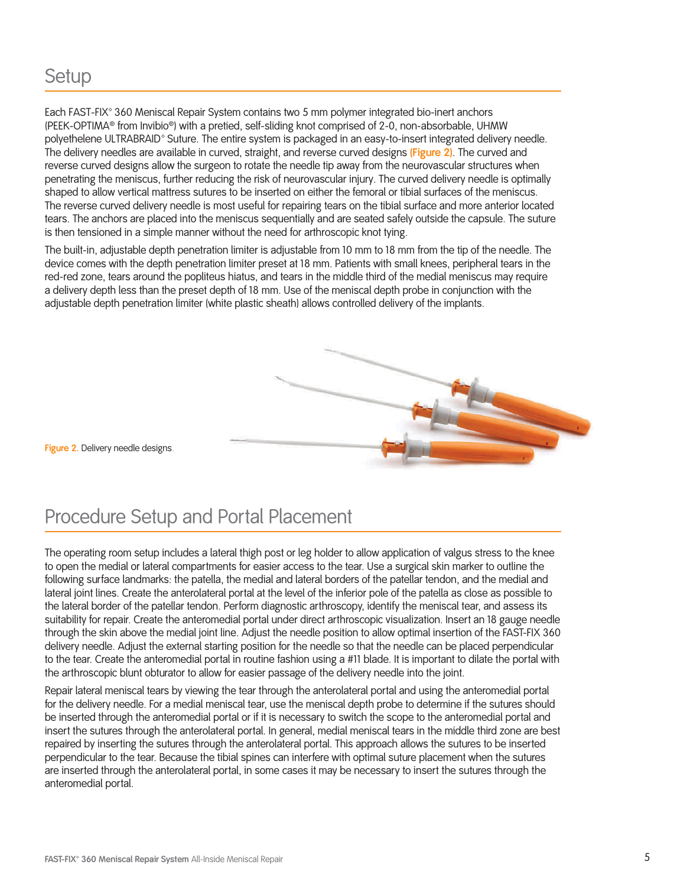## Setup

Each FAST-FIX° 360 Meniscal Repair System contains two 5 mm polymer integrated bio-inert anchors (PEEK-OPTIMA® from Invibio®) with a pretied, self-sliding knot comprised of 2-0, non-absorbable, UHMW polyethelene ULTRABRAID° Suture. The entire system is packaged in an easy-to-insert integrated delivery needle. The delivery needles are available in curved, straight, and reverse curved designs (Figure 2). The curved and reverse curved designs allow the surgeon to rotate the needle tip away from the neurovascular structures when penetrating the meniscus, further reducing the risk of neurovascular injury. The curved delivery needle is optimally shaped to allow vertical mattress sutures to be inserted on either the femoral or tibial surfaces of the meniscus. The reverse curved delivery needle is most useful for repairing tears on the tibial surface and more anterior located tears. The anchors are placed into the meniscus sequentially and are seated safely outside the capsule. The suture is then tensioned in a simple manner without the need for arthroscopic knot tying.

The built-in, adjustable depth penetration limiter is adjustable from 10 mm to 18 mm from the tip of the needle. The device comes with the depth penetration limiter preset at 18 mm. Patients with small knees, peripheral tears in the red-red zone, tears around the popliteus hiatus, and tears in the middle third of the medial meniscus may require a delivery depth less than the preset depth of 18 mm. Use of the meniscal depth probe in conjunction with the adjustable depth penetration limiter (white plastic sheath) allows controlled delivery of the implants.

**Figure 2.** Delivery needle designs.

## Procedure Setup and Portal Placement

The operating room setup includes a lateral thigh post or leg holder to allow application of valgus stress to the knee to open the medial or lateral compartments for easier access to the tear. Use a surgical skin marker to outline the following surface landmarks: the patella, the medial and lateral borders of the patellar tendon, and the medial and lateral joint lines. Create the anterolateral portal at the level of the inferior pole of the patella as close as possible to the lateral border of the patellar tendon. Perform diagnostic arthroscopy, identify the meniscal tear, and assess its suitability for repair. Create the anteromedial portal under direct arthroscopic visualization. Insert an 18 gauge needle through the skin above the medial joint line. Adjust the needle position to allow optimal insertion of the FAST-FIX 360 delivery needle. Adjust the external starting position for the needle so that the needle can be placed perpendicular to the tear. Create the anteromedial portal in routine fashion using a #11 blade. It is important to dilate the portal with the arthroscopic blunt obturator to allow for easier passage of the delivery needle into the joint.

Repair lateral meniscal tears by viewing the tear through the anterolateral portal and using the anteromedial portal for the delivery needle. For a medial meniscal tear, use the meniscal depth probe to determine if the sutures should be inserted through the anteromedial portal or if it is necessary to switch the scope to the anteromedial portal and insert the sutures through the anterolateral portal. In general, medial meniscal tears in the middle third zone are best repaired by inserting the sutures through the anterolateral portal. This approach allows the sutures to be inserted perpendicular to the tear. Because the tibial spines can interfere with optimal suture placement when the sutures are inserted through the anterolateral portal, in some cases it may be necessary to insert the sutures through the anteromedial portal.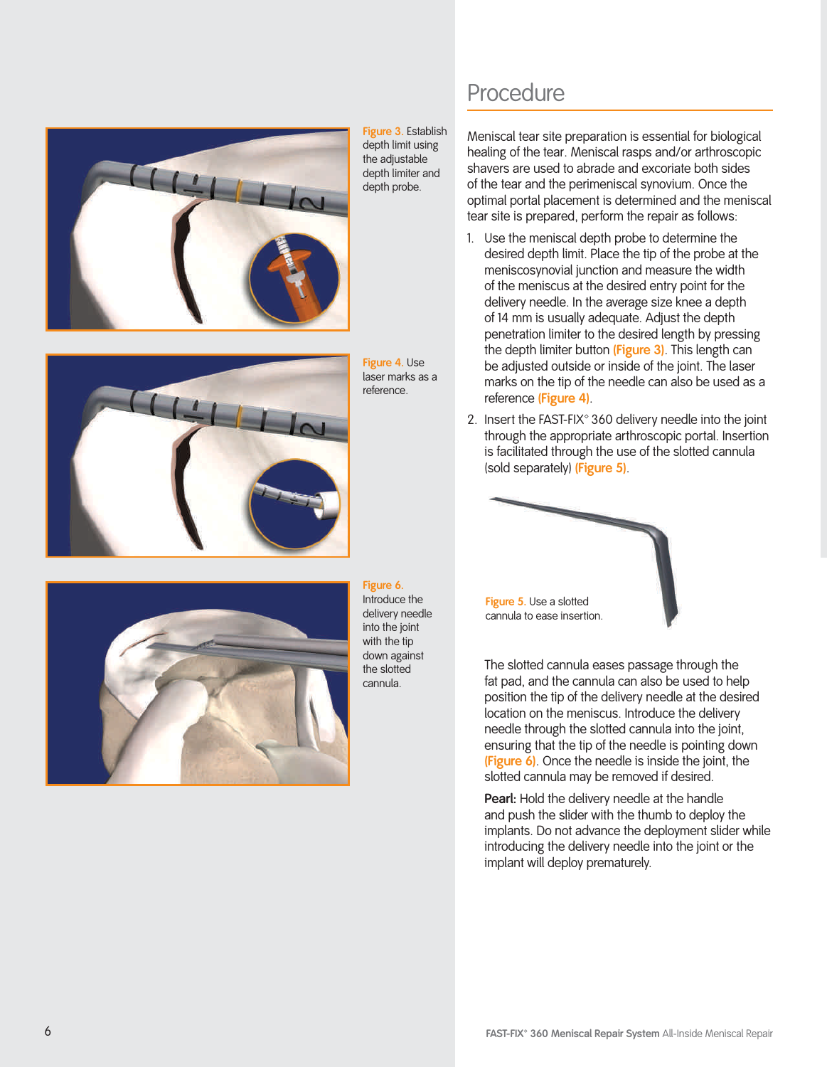## Procedure

Meniscal tear site preparation is essential for biological healing of the tear. Meniscal rasps and/or arthroscopic shavers are used to abrade and excoriate both sides of the tear and the perimeniscal synovium. Once the optimal portal placement is determined and the meniscal tear site is prepared, perform the repair as follows:

1. Use the meniscal depth probe to determine the desired depth limit. Place the tip of the probe at the meniscosynovial junction and measure the width of the meniscus at the desired entry point for the delivery needle. In the average size knee a depth of 14 mm is usually adequate. Adjust the depth penetration limiter to the desired length by pressing the depth limiter button (Figure 3). This length can be adjusted outside or inside of the joint. The laser marks on the tip of the needle can also be used as a reference (Figure 4).
2. Insert the FAST-FIX° 360 delivery needle into the joint through the appropriate arthroscopic portal. Insertion is facilitated through the use of the slotted cannula (sold separately) (Figure 5).

Figure 3. Establish depth limit using the adjustable depth limiter and depth probe.

Figure 4. Use laser marks as a reference.

Figure 5. Use a slotted cannula to ease insertion.

The slotted cannula eases passage through the fat pad, and the cannula can also be used to help position the tip of the delivery needle at the desired location on the meniscus. Introduce the delivery needle through the slotted cannula into the joint, ensuring that the tip of the needle is pointing down (Figure 6). Once the needle is inside the joint, the slotted cannula may be removed if desired.

Figure 6. Introduce the delivery needle into the joint with the tip down against the slotted cannula.

**Pearl:** Hold the delivery needle at the handle and push the slider with the thumb to deploy the implants. Do not advance the deployment slider while introducing the delivery needle into the joint or the implant will deploy prematurely.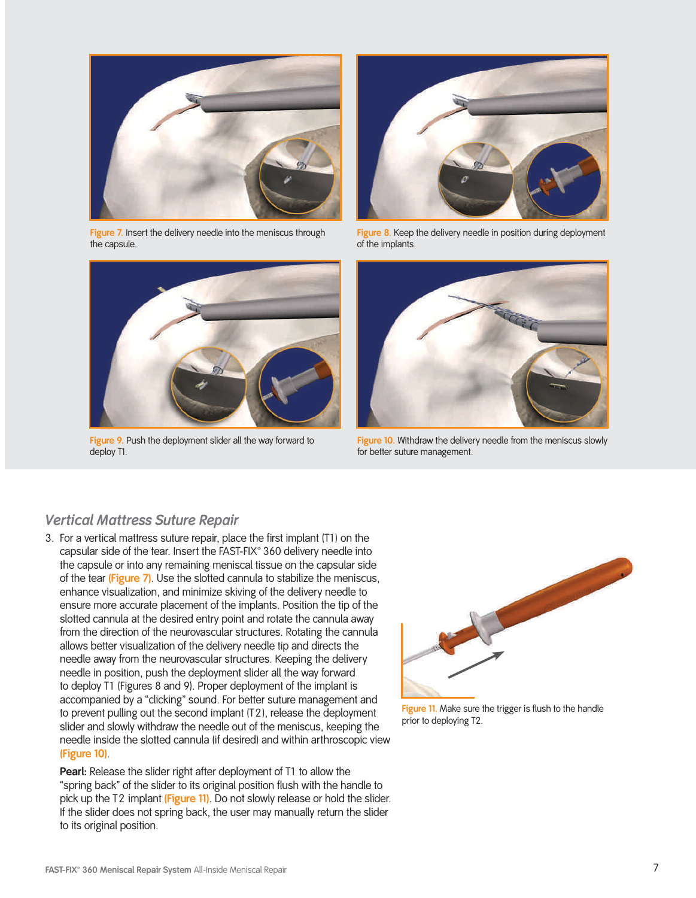Figure 7. Insert the delivery needle into the meniscus through the capsule.

Figure 8. Keep the delivery needle in position during deployment of the implants.

Figure 9. Push the deployment slider all the way forward to deploy T1.

Figure 10. Withdraw the delivery needle from the meniscus slowly for better suture management.

## *Vertical Mattress Suture Repair*

3. For a vertical mattress suture repair, place the first implant (T1) on the capsular side of the tear. Insert the FAST-FIX° 360 delivery needle into the capsule or into any remaining meniscal tissue on the capsular side of the tear **(Figure 7)**. Use the slotted cannula to stabilize the meniscus, enhance visualization, and minimize skiving of the delivery needle to ensure more accurate placement of the implants. Position the tip of the slotted cannula at the desired entry point and rotate the cannula away from the direction of the neurovascular structures. Rotating the cannula allows better visualization of the delivery needle tip and directs the needle away from the neurovascular structures. Keeping the delivery needle in position, push the deployment slider all the way forward to deploy T1 (Figures 8 and 9). Proper deployment of the implant is accompanied by a "clicking" sound. For better suture management and to prevent pulling out the second implant (T2), release the deployment slider and slowly withdraw the needle out of the meniscus, keeping the needle inside the slotted cannula (if desired) and within arthroscopic view **(Figure 10)**.

   **Pearl:** Release the slider right after deployment of T1 to allow the "spring back" of the slider to its original position flush with the handle to pick up the T2 implant **(Figure 11)**. Do not slowly release or hold the slider. If the slider does not spring back, the user may manually return the slider to its original position.

Figure 11. Make sure the trigger is flush to the handle prior to deploying T2.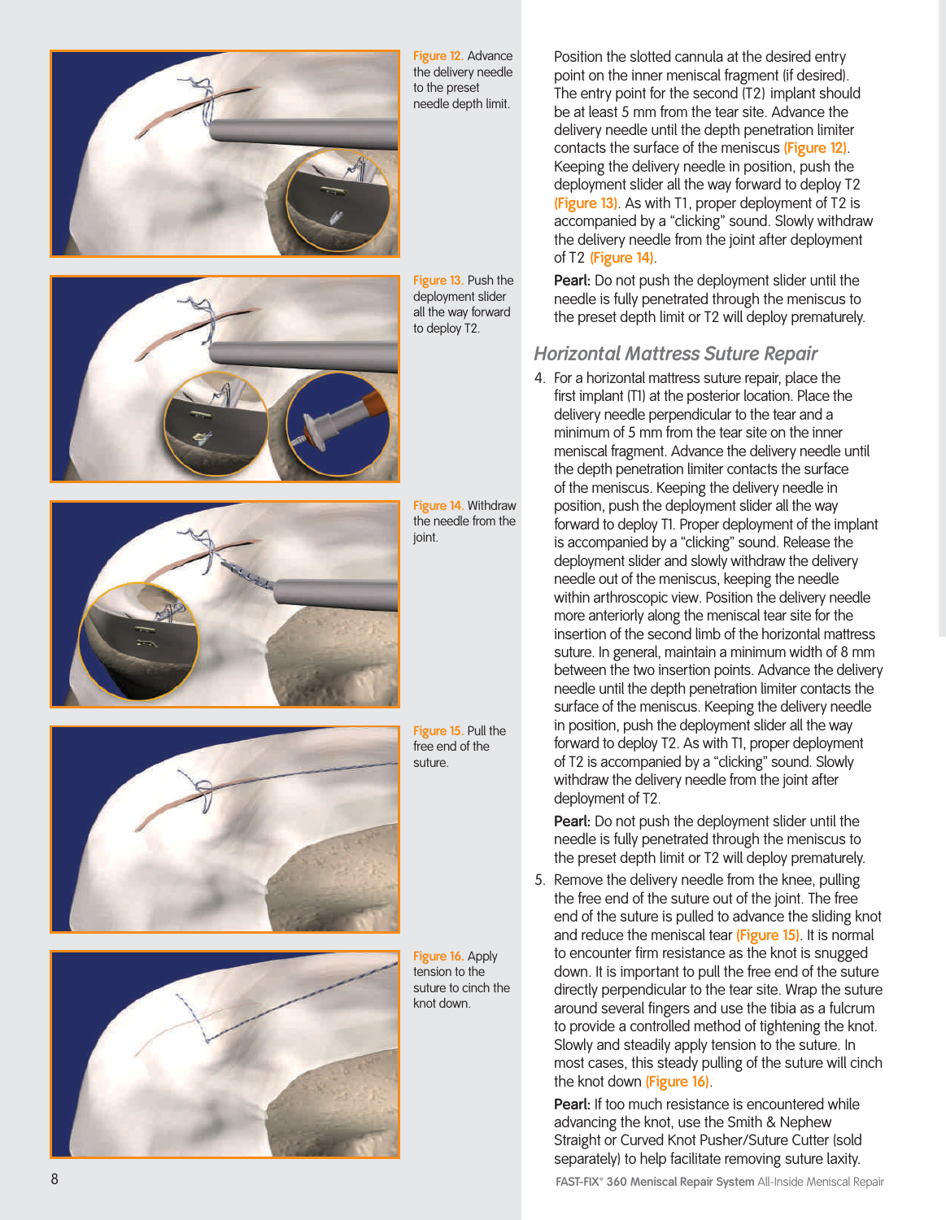Figure 12. Advance the delivery needle to the preset needle depth limit.

Figure 13. Push the deployment slider all the way forward to deploy T2.

Figure 14. Withdraw the needle from the joint.

Figure 15. Pull the free end of the suture.

Figure 16. Apply tension to the suture to cinch the knot down.

Position the slotted cannula at the desired entry point on the inner meniscal fragment (if desired). The entry point for the second (T2) implant should be at least 5 mm from the tear site. Advance the delivery needle until the depth penetration limiter contacts the surface of the meniscus **(Figure 12)**. Keeping the delivery needle in position, push the deployment slider all the way forward to deploy T2 **(Figure 13)**. As with T1, proper deployment of T2 is accompanied by a "clicking" sound. Slowly withdraw the delivery needle from the joint after deployment of T2 **(Figure 14)**.

**Pearl:** Do not push the deployment slider until the needle is fully penetrated through the meniscus to the preset depth limit or T2 will deploy prematurely.

## *Horizontal Mattress Suture Repair*

4. For a horizontal mattress suture repair, place the first implant (T1) at the posterior location. Place the delivery needle perpendicular to the tear and a minimum of 5 mm from the tear site on the inner meniscal fragment. Advance the delivery needle until the depth penetration limiter contacts the surface of the meniscus. Keeping the delivery needle in position, push the deployment slider all the way forward to deploy T1. Proper deployment of the implant is accompanied by a "clicking" sound. Release the deployment slider and slowly withdraw the delivery needle out of the meniscus, keeping the needle within arthroscopic view. Position the delivery needle more anteriorly along the meniscal tear site for the insertion of the second limb of the horizontal mattress suture. In general, maintain a minimum width of 8 mm between the two insertion points. Advance the delivery needle until the depth penetration limiter contacts the surface of the meniscus. Keeping the delivery needle in position, push the deployment slider all the way forward to deploy T2. As with T1, proper deployment of T2 is accompanied by a "clicking" sound. Slowly withdraw the delivery needle from the joint after deployment of T2.

   **Pearl:** Do not push the deployment slider until the needle is fully penetrated through the meniscus to the preset depth limit or T2 will deploy prematurely.

5. Remove the delivery needle from the knee, pulling the free end of the suture out of the joint. The free end of the suture is pulled to advance the sliding knot and reduce the meniscal tear **(Figure 15)**. It is normal to encounter firm resistance as the knot is snugged down. It is important to pull the free end of the suture directly perpendicular to the tear site. Wrap the suture around several fingers and use the tibia as a fulcrum to provide a controlled method of tightening the knot. Slowly and steadily apply tension to the suture. In most cases, this steady pulling of the suture will cinch the knot down **(Figure 16)**.

   **Pearl:** If too much resistance is encountered while advancing the knot, use the Smith & Nephew Straight or Curved Knot Pusher/Suture Cutter (sold separately) to help facilitate removing suture laxity.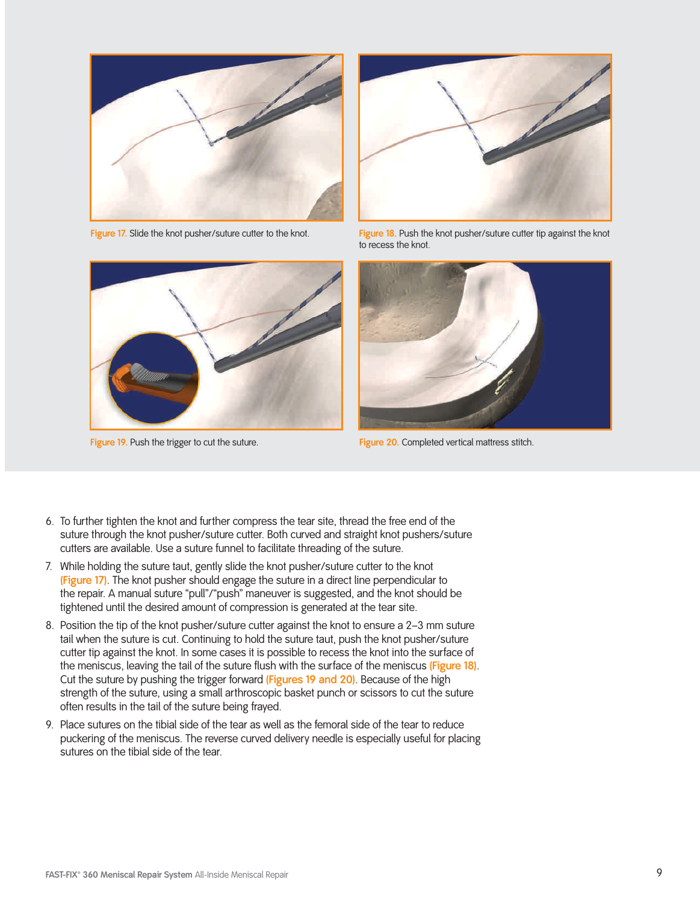Figure 17. Slide the knot pusher/suture cutter to the knot.

Figure 18. Push the knot pusher/suture cutter tip against the knot to recess the knot.

Figure 19. Push the trigger to cut the suture.

Figure 20. Completed vertical mattress stitch.

6. To further tighten the knot and further compress the tear site, thread the free end of the suture through the knot pusher/suture cutter. Both curved and straight knot pushers/suture cutters are available. Use a suture funnel to facilitate threading of the suture.
7. While holding the suture taut, gently slide the knot pusher/suture cutter to the knot (Figure 17). The knot pusher should engage the suture in a direct line perpendicular to the repair. A manual suture "pull"/"push" maneuver is suggested, and the knot should be tightened until the desired amount of compression is generated at the tear site.
8. Position the tip of the knot pusher/suture cutter against the knot to ensure a 2–3 mm suture tail when the suture is cut. Continuing to hold the suture taut, push the knot pusher/suture cutter tip against the knot. In some cases it is possible to recess the knot into the surface of the meniscus, leaving the tail of the suture flush with the surface of the meniscus (Figure 18). Cut the suture by pushing the trigger forward (Figures 19 and 20). Because of the high strength of the suture, using a small arthroscopic basket punch or scissors to cut the suture often results in the tail of the suture being frayed.
9. Place sutures on the tibial side of the tear as well as the femoral side of the tear to reduce puckering of the meniscus. The reverse curved delivery needle is especially useful for placing sutures on the tibial side of the tear.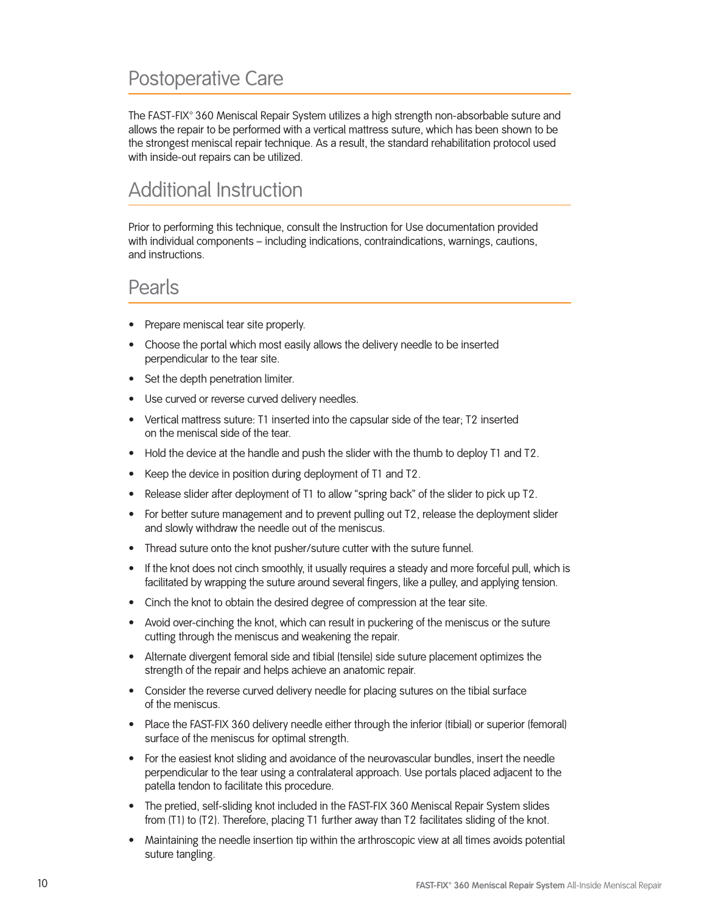## Postoperative Care

The FAST-FIX° 360 Meniscal Repair System utilizes a high strength non-absorbable suture and allows the repair to be performed with a vertical mattress suture, which has been shown to be the strongest meniscal repair technique. As a result, the standard rehabilitation protocol used with inside-out repairs can be utilized.

## Additional Instruction

Prior to performing this technique, consult the Instruction for Use documentation provided with individual components – including indications, contraindications, warnings, cautions, and instructions.

## Pearls

- Prepare meniscal tear site properly.
- Choose the portal which most easily allows the delivery needle to be inserted perpendicular to the tear site.
- Set the depth penetration limiter.
- Use curved or reverse curved delivery needles.
- Vertical mattress suture: T1 inserted into the capsular side of the tear; T2 inserted on the meniscal side of the tear.
- Hold the device at the handle and push the slider with the thumb to deploy T1 and T2.
- Keep the device in position during deployment of T1 and T2.
- Release slider after deployment of T1 to allow "spring back" of the slider to pick up T2.
- For better suture management and to prevent pulling out T2, release the deployment slider and slowly withdraw the needle out of the meniscus.
- Thread suture onto the knot pusher/suture cutter with the suture funnel.
- If the knot does not cinch smoothly, it usually requires a steady and more forceful pull, which is facilitated by wrapping the suture around several fingers, like a pulley, and applying tension.
- Cinch the knot to obtain the desired degree of compression at the tear site.
- Avoid over-cinching the knot, which can result in puckering of the meniscus or the suture cutting through the meniscus and weakening the repair.
- Alternate divergent femoral side and tibial (tensile) side suture placement optimizes the strength of the repair and helps achieve an anatomic repair.
- Consider the reverse curved delivery needle for placing sutures on the tibial surface of the meniscus.
- Place the FAST-FIX 360 delivery needle either through the inferior (tibial) or superior (femoral) surface of the meniscus for optimal strength.
- For the easiest knot sliding and avoidance of the neurovascular bundles, insert the needle perpendicular to the tear using a contralateral approach. Use portals placed adjacent to the patella tendon to facilitate this procedure.
- The pretied, self-sliding knot included in the FAST-FIX 360 Meniscal Repair System slides from (T1) to (T2). Therefore, placing T1 further away than T2 facilitates sliding of the knot.
- Maintaining the needle insertion tip within the arthroscopic view at all times avoids potential suture tangling.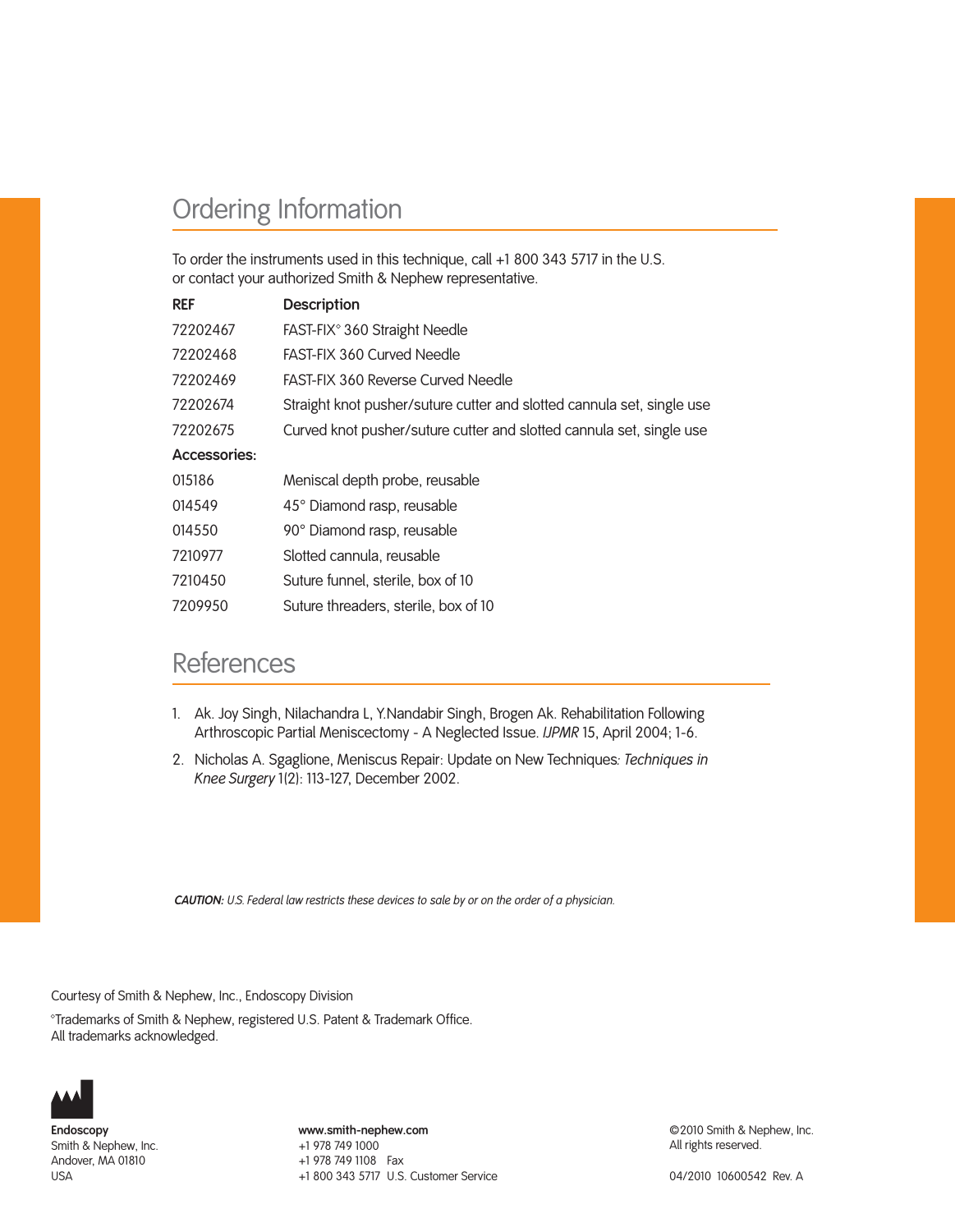## Ordering Information

To order the instruments used in this technique, call +1 800 343 5717 in the U.S. or contact your authorized Smith & Nephew representative.

| REF | Description |
|---|---|
| 72202467 | FAST-FIX° 360 Straight Needle |
| 72202468 | FAST-FIX 360 Curved Needle |
| 72202469 | FAST-FIX 360 Reverse Curved Needle |
| 72202674 | Straight knot pusher/suture cutter and slotted cannula set, single use |
| 72202675 | Curved knot pusher/suture cutter and slotted cannula set, single use |
| **Accessories:** | |
| 015186 | Meniscal depth probe, reusable |
| 014549 | 45° Diamond rasp, reusable |
| 014550 | 90° Diamond rasp, reusable |
| 7210977 | Slotted cannula, reusable |
| 7210450 | Suture funnel, sterile, box of 10 |
| 7209950 | Suture threaders, sterile, box of 10 |

## References

1. Ak. Joy Singh, Nilachandra L, Y.Nandabir Singh, Brogen Ak. Rehabilitation Following Arthroscopic Partial Meniscectomy - A Neglected Issue. *IJPMR* 15, April 2004; 1-6.
2. Nicholas A. Sgaglione, Meniscus Repair: Update on New Techniques*: Techniques in Knee Surgery* 1(2): 113-127, December 2002.

***CAUTION:*** *U.S. Federal law restricts these devices to sale by or on the order of a physician.*

Courtesy of Smith & Nephew, Inc., Endoscopy Division

°Trademarks of Smith & Nephew, registered U.S. Patent & Trademark Office.
All trademarks acknowledged.

**Endoscopy**
Smith & Nephew, Inc.
Andover, MA 01810
USA

**www.smith-nephew.com**
+1 978 749 1000
+1 978 749 1108 Fax
+1 800 343 5717 U.S. Customer Service

©2010 Smith & Nephew, Inc.
All rights reserved.

04/2010 10600542 Rev. A